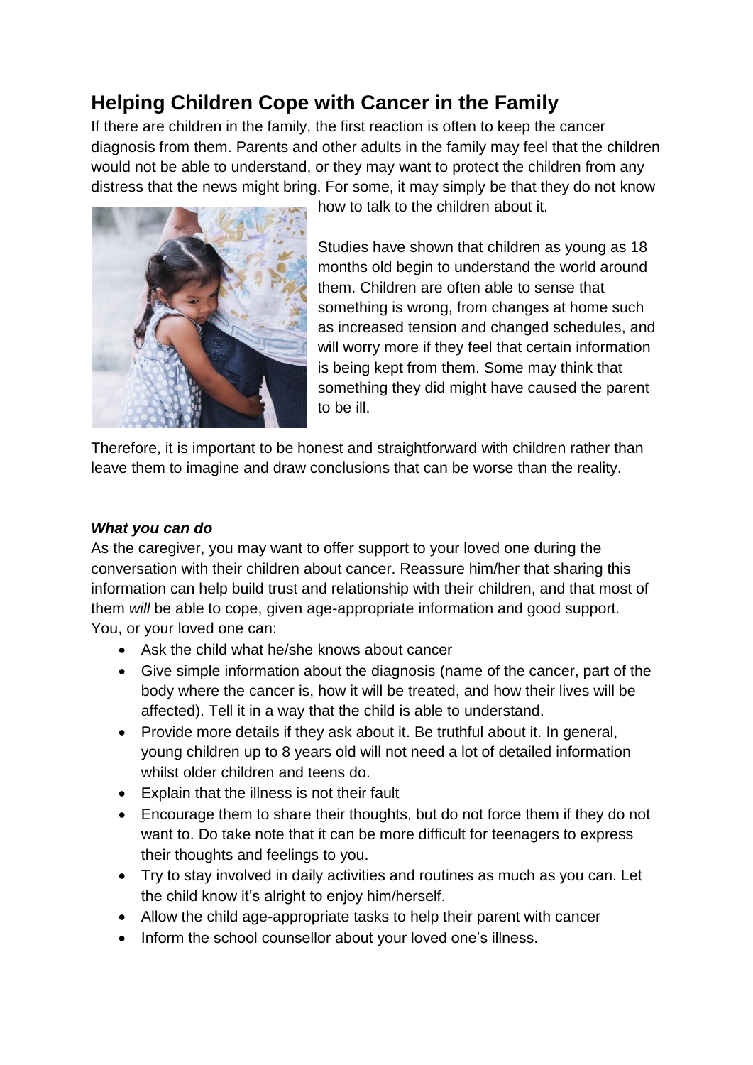# Helping Children Cope with Cancer in the Family

If there are children in the family, the first reaction is often to keep the cancer diagnosis from them. Parents and other adults in the family may feel that the children would not be able to understand, or they may want to protect the children from any distress that the news might bring. For some, it may simply be that they do not know how to talk to the children about it.

Studies have shown that children as young as 18 months old begin to understand the world around them. Children are often able to sense that something is wrong, from changes at home such as increased tension and changed schedules, and will worry more if they feel that certain information is being kept from them. Some may think that something they did might have caused the parent to be ill.

Therefore, it is important to be honest and straightforward with children rather than leave them to imagine and draw conclusions that can be worse than the reality.

### *What you can do*

As the caregiver, you may want to offer support to your loved one during the conversation with their children about cancer. Reassure him/her that sharing this information can help build trust and relationship with their children, and that most of them *will* be able to cope, given age-appropriate information and good support. You, or your loved one can:

- Ask the child what he/she knows about cancer
- Give simple information about the diagnosis (name of the cancer, part of the body where the cancer is, how it will be treated, and how their lives will be affected). Tell it in a way that the child is able to understand.
- Provide more details if they ask about it. Be truthful about it. In general, young children up to 8 years old will not need a lot of detailed information whilst older children and teens do.
- Explain that the illness is not their fault
- Encourage them to share their thoughts, but do not force them if they do not want to. Do take note that it can be more difficult for teenagers to express their thoughts and feelings to you.
- Try to stay involved in daily activities and routines as much as you can. Let the child know it's alright to enjoy him/herself.
- Allow the child age-appropriate tasks to help their parent with cancer
- Inform the school counsellor about your loved one's illness.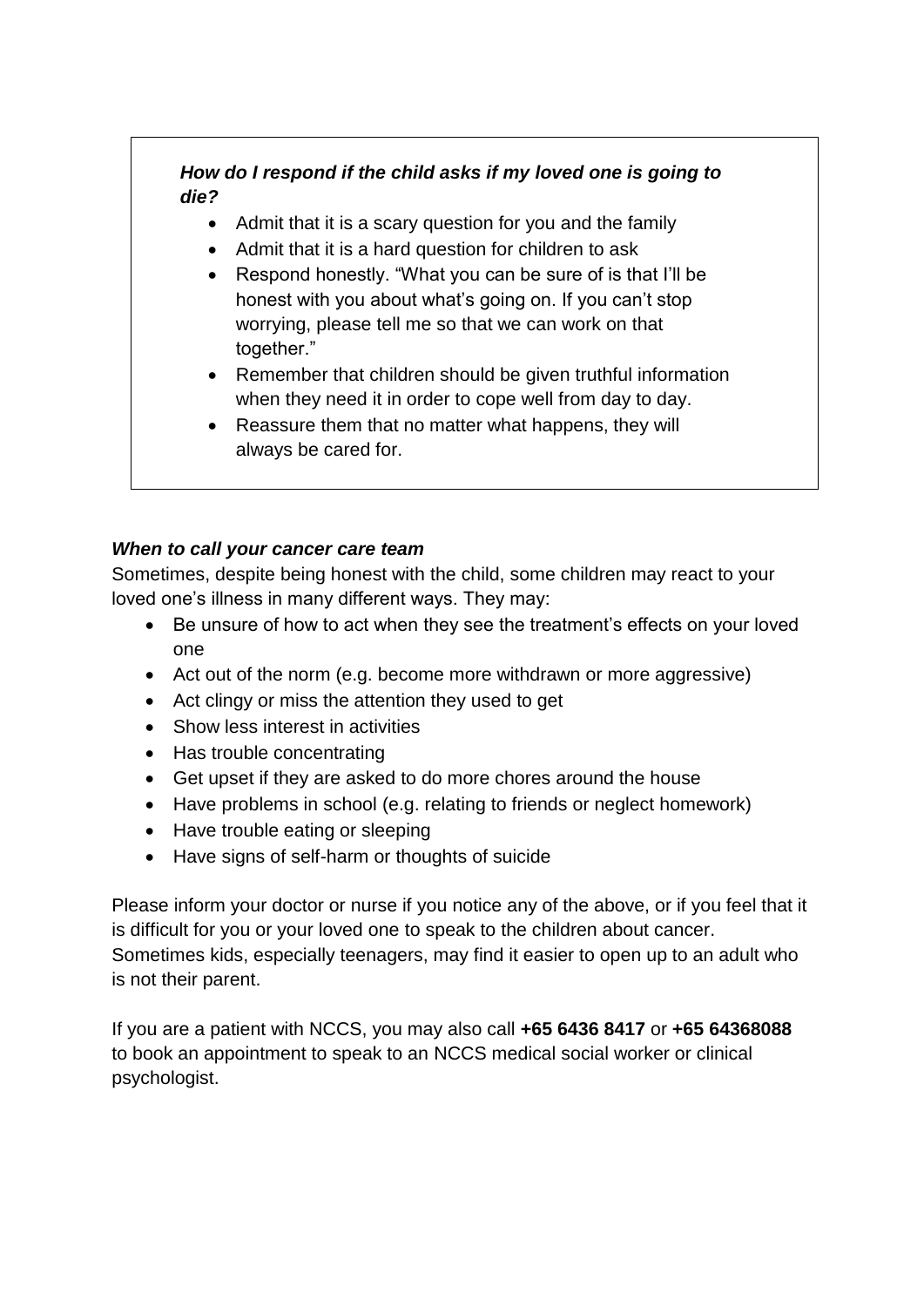***How do I respond if the child asks if my loved one is going to die?***

- Admit that it is a scary question for you and the family
- Admit that it is a hard question for children to ask
- Respond honestly. "What you can be sure of is that I'll be honest with you about what's going on. If you can't stop worrying, please tell me so that we can work on that together."
- Remember that children should be given truthful information when they need it in order to cope well from day to day.
- Reassure them that no matter what happens, they will always be cared for.

***When to call your cancer care team***

Sometimes, despite being honest with the child, some children may react to your loved one's illness in many different ways. They may:

- Be unsure of how to act when they see the treatment's effects on your loved one
- Act out of the norm (e.g. become more withdrawn or more aggressive)
- Act clingy or miss the attention they used to get
- Show less interest in activities
- Has trouble concentrating
- Get upset if they are asked to do more chores around the house
- Have problems in school (e.g. relating to friends or neglect homework)
- Have trouble eating or sleeping
- Have signs of self-harm or thoughts of suicide

Please inform your doctor or nurse if you notice any of the above, or if you feel that it is difficult for you or your loved one to speak to the children about cancer. Sometimes kids, especially teenagers, may find it easier to open up to an adult who is not their parent.

If you are a patient with NCCS, you may also call **+65 6436 8417** or **+65 64368088** to book an appointment to speak to an NCCS medical social worker or clinical psychologist.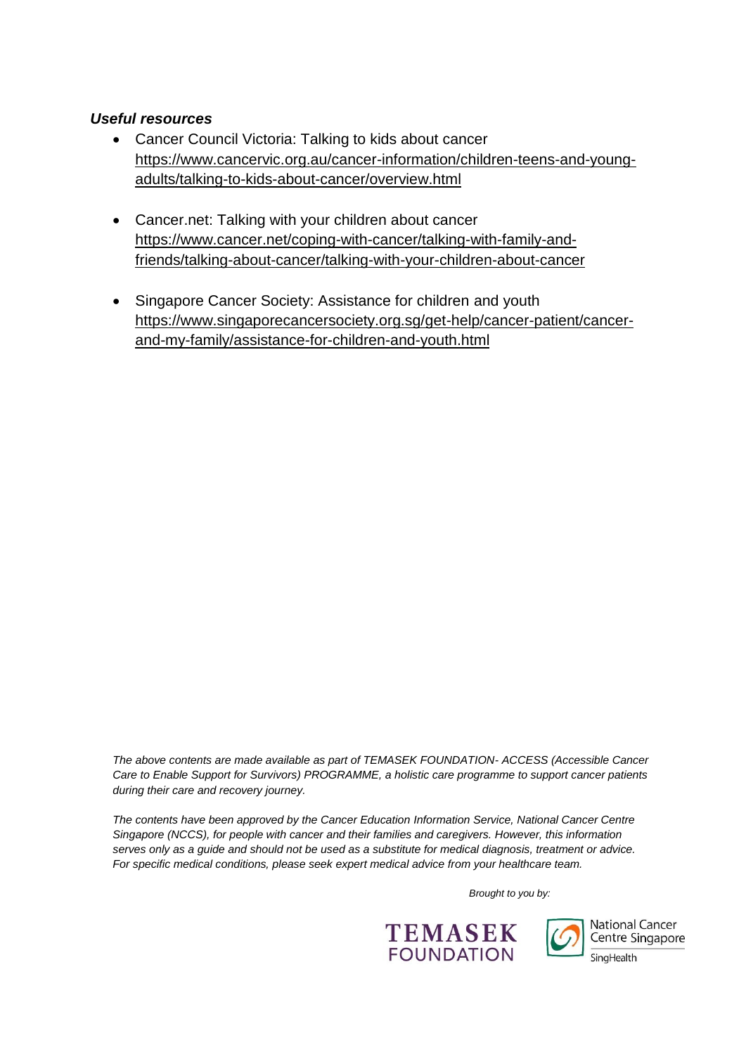***Useful resources***

- Cancer Council Victoria: Talking to kids about cancer
  https://www.cancervic.org.au/cancer-information/children-teens-and-young-adults/talking-to-kids-about-cancer/overview.html

- Cancer.net: Talking with your children about cancer
  https://www.cancer.net/coping-with-cancer/talking-with-family-and-friends/talking-about-cancer/talking-with-your-children-about-cancer

- Singapore Cancer Society: Assistance for children and youth
  https://www.singaporecancersociety.org.sg/get-help/cancer-patient/cancer-and-my-family/assistance-for-children-and-youth.html

*The above contents are made available as part of TEMASEK FOUNDATION- ACCESS (Accessible Cancer Care to Enable Support for Survivors) PROGRAMME, a holistic care programme to support cancer patients during their care and recovery journey.*

*The contents have been approved by the Cancer Education Information Service, National Cancer Centre Singapore (NCCS), for people with cancer and their families and caregivers. However, this information serves only as a guide and should not be used as a substitute for medical diagnosis, treatment or advice. For specific medical conditions, please seek expert medical advice from your healthcare team.*

*Brought to you by:*

TEMASEK FOUNDATION

National Cancer Centre Singapore
SingHealth